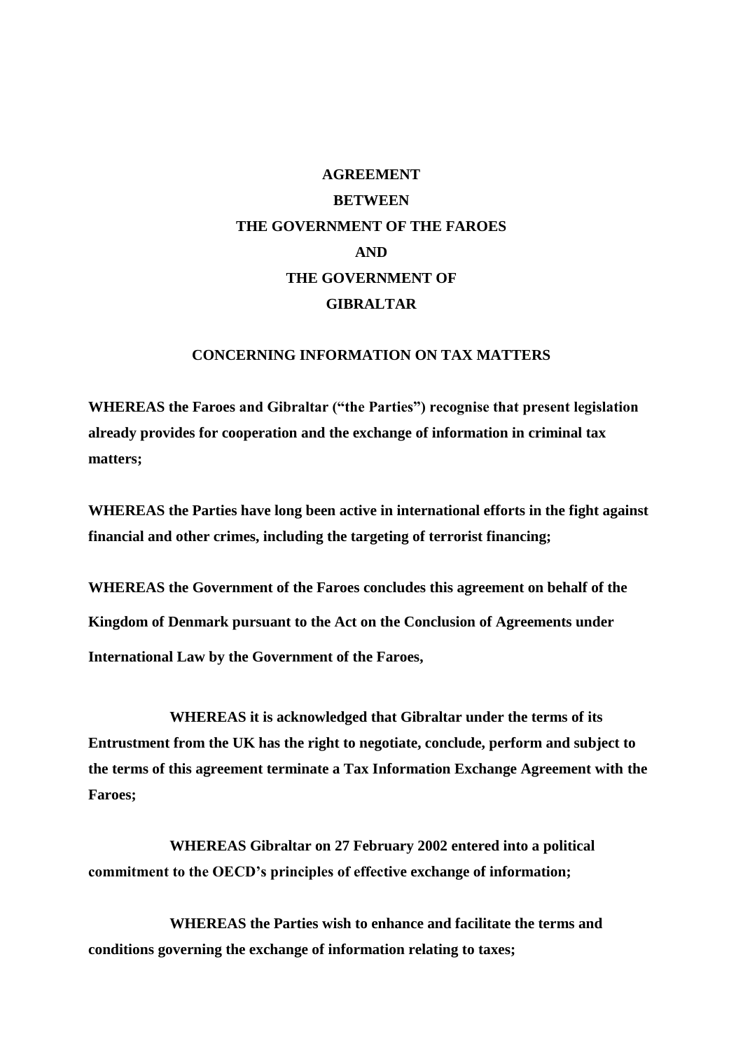# AGREEMENT
# BETWEEN
# THE GOVERNMENT OF THE FAROES
# AND
# THE GOVERNMENT OF
# GIBRALTAR

## CONCERNING INFORMATION ON TAX MATTERS

**WHEREAS the Faroes and Gibraltar ("the Parties") recognise that present legislation already provides for cooperation and the exchange of information in criminal tax matters;**

**WHEREAS the Parties have long been active in international efforts in the fight against financial and other crimes, including the targeting of terrorist financing;**

**WHEREAS the Government of the Faroes concludes this agreement on behalf of the Kingdom of Denmark pursuant to the Act on the Conclusion of Agreements under International Law by the Government of the Faroes,**

**WHEREAS it is acknowledged that Gibraltar under the terms of its Entrustment from the UK has the right to negotiate, conclude, perform and subject to the terms of this agreement terminate a Tax Information Exchange Agreement with the Faroes;**

**WHEREAS Gibraltar on 27 February 2002 entered into a political commitment to the OECD's principles of effective exchange of information;**

**WHEREAS the Parties wish to enhance and facilitate the terms and conditions governing the exchange of information relating to taxes;**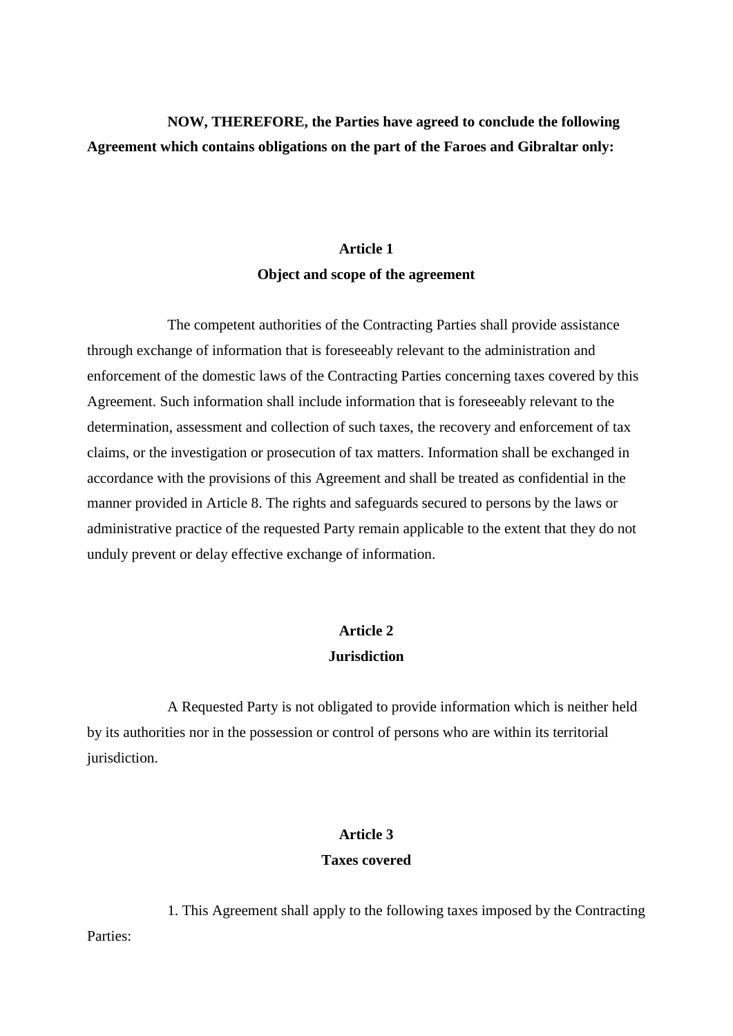**NOW, THEREFORE, the Parties have agreed to conclude the following Agreement which contains obligations on the part of the Faroes and Gibraltar only:**

## Article 1
## Object and scope of the agreement

The competent authorities of the Contracting Parties shall provide assistance through exchange of information that is foreseeably relevant to the administration and enforcement of the domestic laws of the Contracting Parties concerning taxes covered by this Agreement. Such information shall include information that is foreseeably relevant to the determination, assessment and collection of such taxes, the recovery and enforcement of tax claims, or the investigation or prosecution of tax matters. Information shall be exchanged in accordance with the provisions of this Agreement and shall be treated as confidential in the manner provided in Article 8. The rights and safeguards secured to persons by the laws or administrative practice of the requested Party remain applicable to the extent that they do not unduly prevent or delay effective exchange of information.

## Article 2
## Jurisdiction

A Requested Party is not obligated to provide information which is neither held by its authorities nor in the possession or control of persons who are within its territorial jurisdiction.

## Article 3
## Taxes covered

1. This Agreement shall apply to the following taxes imposed by the Contracting Parties: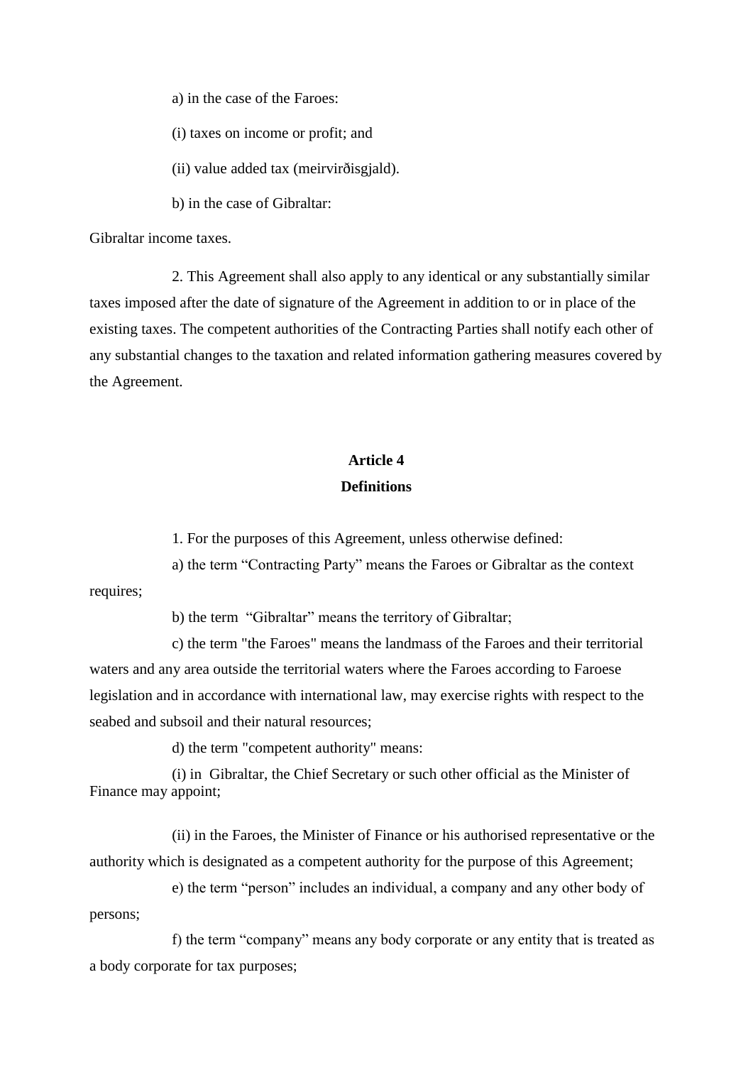a) in the case of the Faroes:

(i) taxes on income or profit; and

(ii) value added tax (meirvirðisgjald).

b) in the case of Gibraltar:

Gibraltar income taxes.

2. This Agreement shall also apply to any identical or any substantially similar taxes imposed after the date of signature of the Agreement in addition to or in place of the existing taxes. The competent authorities of the Contracting Parties shall notify each other of any substantial changes to the taxation and related information gathering measures covered by the Agreement.

## Article 4
## Definitions

1. For the purposes of this Agreement, unless otherwise defined:

a) the term "Contracting Party" means the Faroes or Gibraltar as the context requires;

b) the term "Gibraltar" means the territory of Gibraltar;

c) the term "the Faroes" means the landmass of the Faroes and their territorial waters and any area outside the territorial waters where the Faroes according to Faroese legislation and in accordance with international law, may exercise rights with respect to the seabed and subsoil and their natural resources;

d) the term "competent authority" means:

(i) in Gibraltar, the Chief Secretary or such other official as the Minister of Finance may appoint;

(ii) in the Faroes, the Minister of Finance or his authorised representative or the authority which is designated as a competent authority for the purpose of this Agreement;

e) the term "person" includes an individual, a company and any other body of persons;

f) the term "company" means any body corporate or any entity that is treated as a body corporate for tax purposes;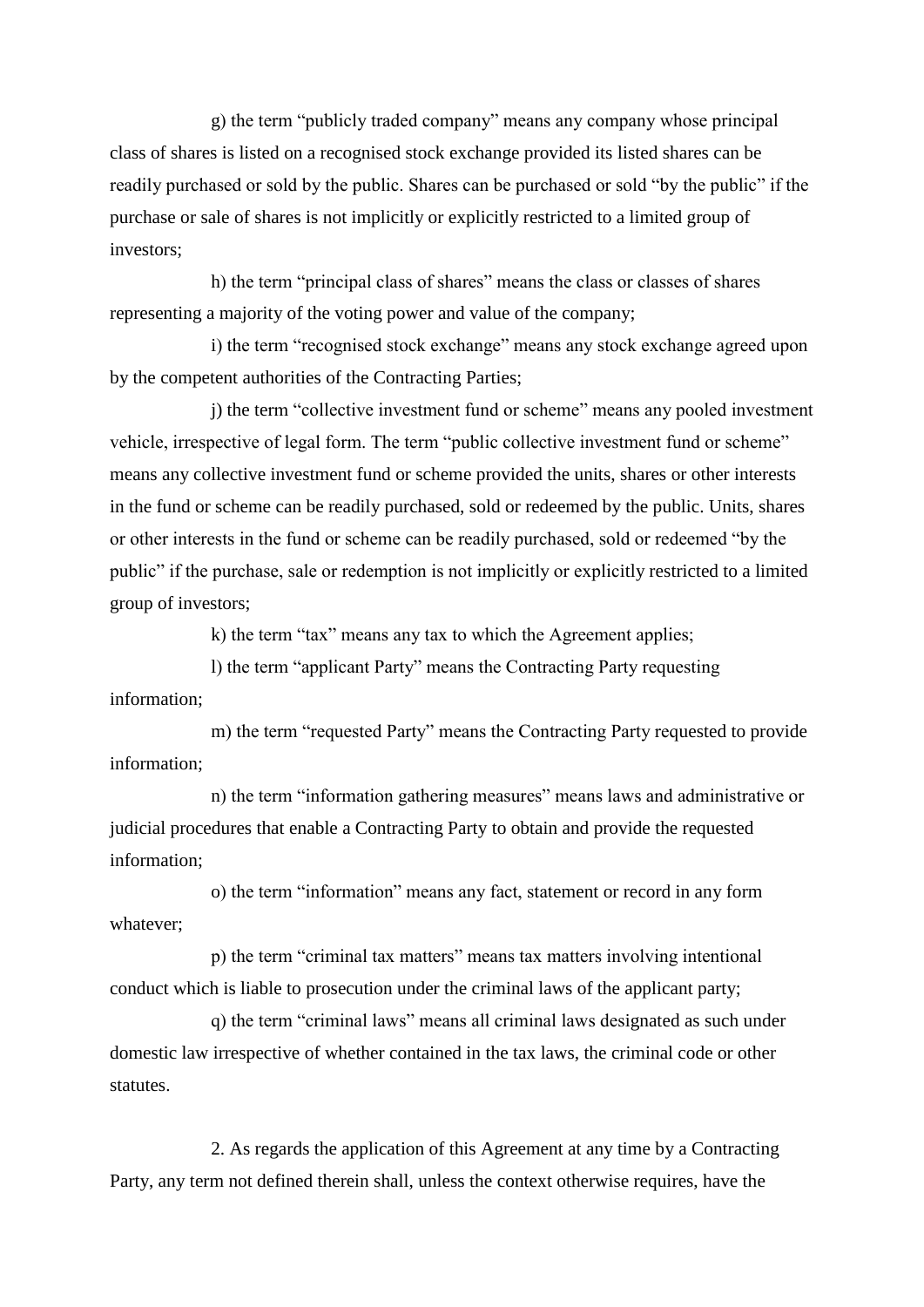g) the term "publicly traded company" means any company whose principal class of shares is listed on a recognised stock exchange provided its listed shares can be readily purchased or sold by the public. Shares can be purchased or sold "by the public" if the purchase or sale of shares is not implicitly or explicitly restricted to a limited group of investors;

h) the term "principal class of shares" means the class or classes of shares representing a majority of the voting power and value of the company;

i) the term "recognised stock exchange" means any stock exchange agreed upon by the competent authorities of the Contracting Parties;

j) the term "collective investment fund or scheme" means any pooled investment vehicle, irrespective of legal form. The term "public collective investment fund or scheme" means any collective investment fund or scheme provided the units, shares or other interests in the fund or scheme can be readily purchased, sold or redeemed by the public. Units, shares or other interests in the fund or scheme can be readily purchased, sold or redeemed "by the public" if the purchase, sale or redemption is not implicitly or explicitly restricted to a limited group of investors;

k) the term "tax" means any tax to which the Agreement applies;

l) the term "applicant Party" means the Contracting Party requesting information;

m) the term "requested Party" means the Contracting Party requested to provide information;

n) the term "information gathering measures" means laws and administrative or judicial procedures that enable a Contracting Party to obtain and provide the requested information;

o) the term "information" means any fact, statement or record in any form whatever;

p) the term "criminal tax matters" means tax matters involving intentional conduct which is liable to prosecution under the criminal laws of the applicant party;

q) the term "criminal laws" means all criminal laws designated as such under domestic law irrespective of whether contained in the tax laws, the criminal code or other statutes.

2. As regards the application of this Agreement at any time by a Contracting Party, any term not defined therein shall, unless the context otherwise requires, have the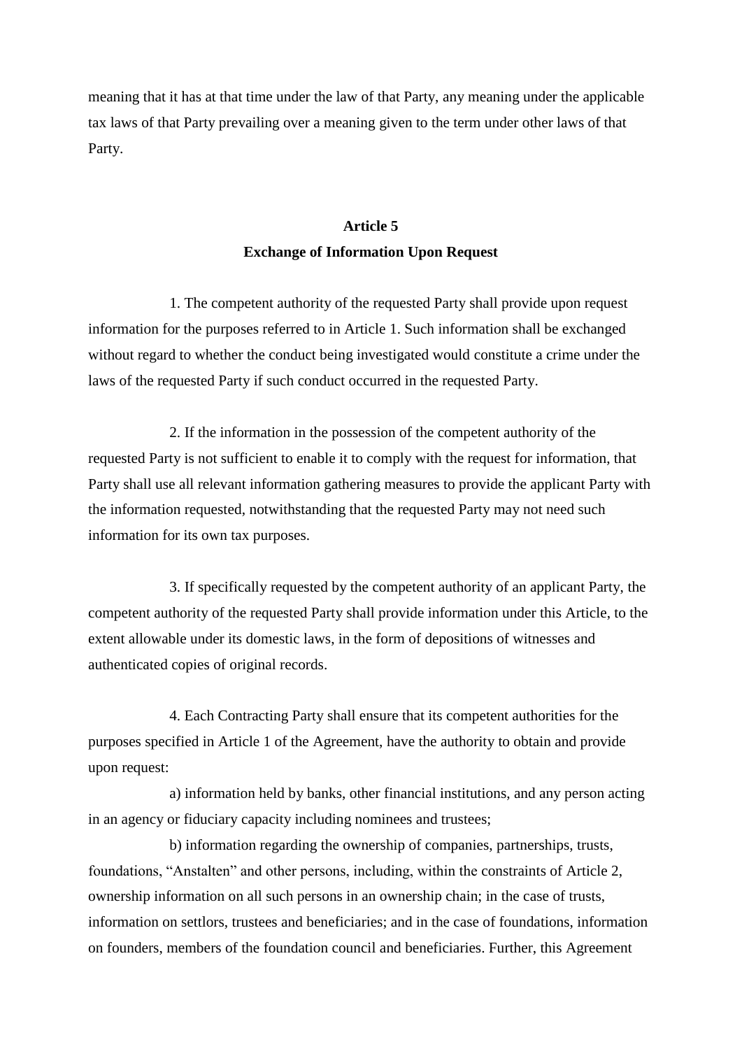meaning that it has at that time under the law of that Party, any meaning under the applicable tax laws of that Party prevailing over a meaning given to the term under other laws of that Party.

## Article 5
## Exchange of Information Upon Request

1. The competent authority of the requested Party shall provide upon request information for the purposes referred to in Article 1. Such information shall be exchanged without regard to whether the conduct being investigated would constitute a crime under the laws of the requested Party if such conduct occurred in the requested Party.

2. If the information in the possession of the competent authority of the requested Party is not sufficient to enable it to comply with the request for information, that Party shall use all relevant information gathering measures to provide the applicant Party with the information requested, notwithstanding that the requested Party may not need such information for its own tax purposes.

3. If specifically requested by the competent authority of an applicant Party, the competent authority of the requested Party shall provide information under this Article, to the extent allowable under its domestic laws, in the form of depositions of witnesses and authenticated copies of original records.

4. Each Contracting Party shall ensure that its competent authorities for the purposes specified in Article 1 of the Agreement, have the authority to obtain and provide upon request:

a) information held by banks, other financial institutions, and any person acting in an agency or fiduciary capacity including nominees and trustees;

b) information regarding the ownership of companies, partnerships, trusts, foundations, "Anstalten" and other persons, including, within the constraints of Article 2, ownership information on all such persons in an ownership chain; in the case of trusts, information on settlors, trustees and beneficiaries; and in the case of foundations, information on founders, members of the foundation council and beneficiaries. Further, this Agreement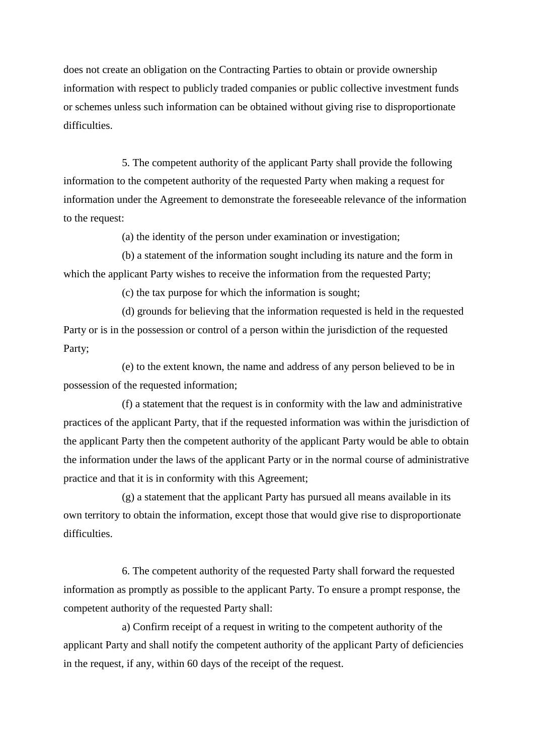does not create an obligation on the Contracting Parties to obtain or provide ownership information with respect to publicly traded companies or public collective investment funds or schemes unless such information can be obtained without giving rise to disproportionate difficulties.

5. The competent authority of the applicant Party shall provide the following information to the competent authority of the requested Party when making a request for information under the Agreement to demonstrate the foreseeable relevance of the information to the request:

(a) the identity of the person under examination or investigation;

(b) a statement of the information sought including its nature and the form in which the applicant Party wishes to receive the information from the requested Party;

(c) the tax purpose for which the information is sought;

(d) grounds for believing that the information requested is held in the requested Party or is in the possession or control of a person within the jurisdiction of the requested Party;

(e) to the extent known, the name and address of any person believed to be in possession of the requested information;

(f) a statement that the request is in conformity with the law and administrative practices of the applicant Party, that if the requested information was within the jurisdiction of the applicant Party then the competent authority of the applicant Party would be able to obtain the information under the laws of the applicant Party or in the normal course of administrative practice and that it is in conformity with this Agreement;

(g) a statement that the applicant Party has pursued all means available in its own territory to obtain the information, except those that would give rise to disproportionate difficulties.

6. The competent authority of the requested Party shall forward the requested information as promptly as possible to the applicant Party. To ensure a prompt response, the competent authority of the requested Party shall:

a) Confirm receipt of a request in writing to the competent authority of the applicant Party and shall notify the competent authority of the applicant Party of deficiencies in the request, if any, within 60 days of the receipt of the request.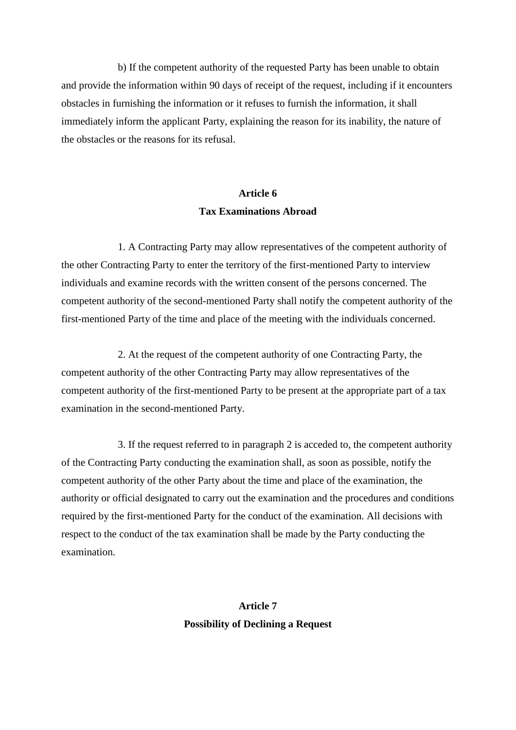b) If the competent authority of the requested Party has been unable to obtain and provide the information within 90 days of receipt of the request, including if it encounters obstacles in furnishing the information or it refuses to furnish the information, it shall immediately inform the applicant Party, explaining the reason for its inability, the nature of the obstacles or the reasons for its refusal.

## Article 6
## Tax Examinations Abroad

1. A Contracting Party may allow representatives of the competent authority of the other Contracting Party to enter the territory of the first-mentioned Party to interview individuals and examine records with the written consent of the persons concerned. The competent authority of the second-mentioned Party shall notify the competent authority of the first-mentioned Party of the time and place of the meeting with the individuals concerned.

2. At the request of the competent authority of one Contracting Party, the competent authority of the other Contracting Party may allow representatives of the competent authority of the first-mentioned Party to be present at the appropriate part of a tax examination in the second-mentioned Party.

3. If the request referred to in paragraph 2 is acceded to, the competent authority of the Contracting Party conducting the examination shall, as soon as possible, notify the competent authority of the other Party about the time and place of the examination, the authority or official designated to carry out the examination and the procedures and conditions required by the first-mentioned Party for the conduct of the examination. All decisions with respect to the conduct of the tax examination shall be made by the Party conducting the examination.

## Article 7
## Possibility of Declining a Request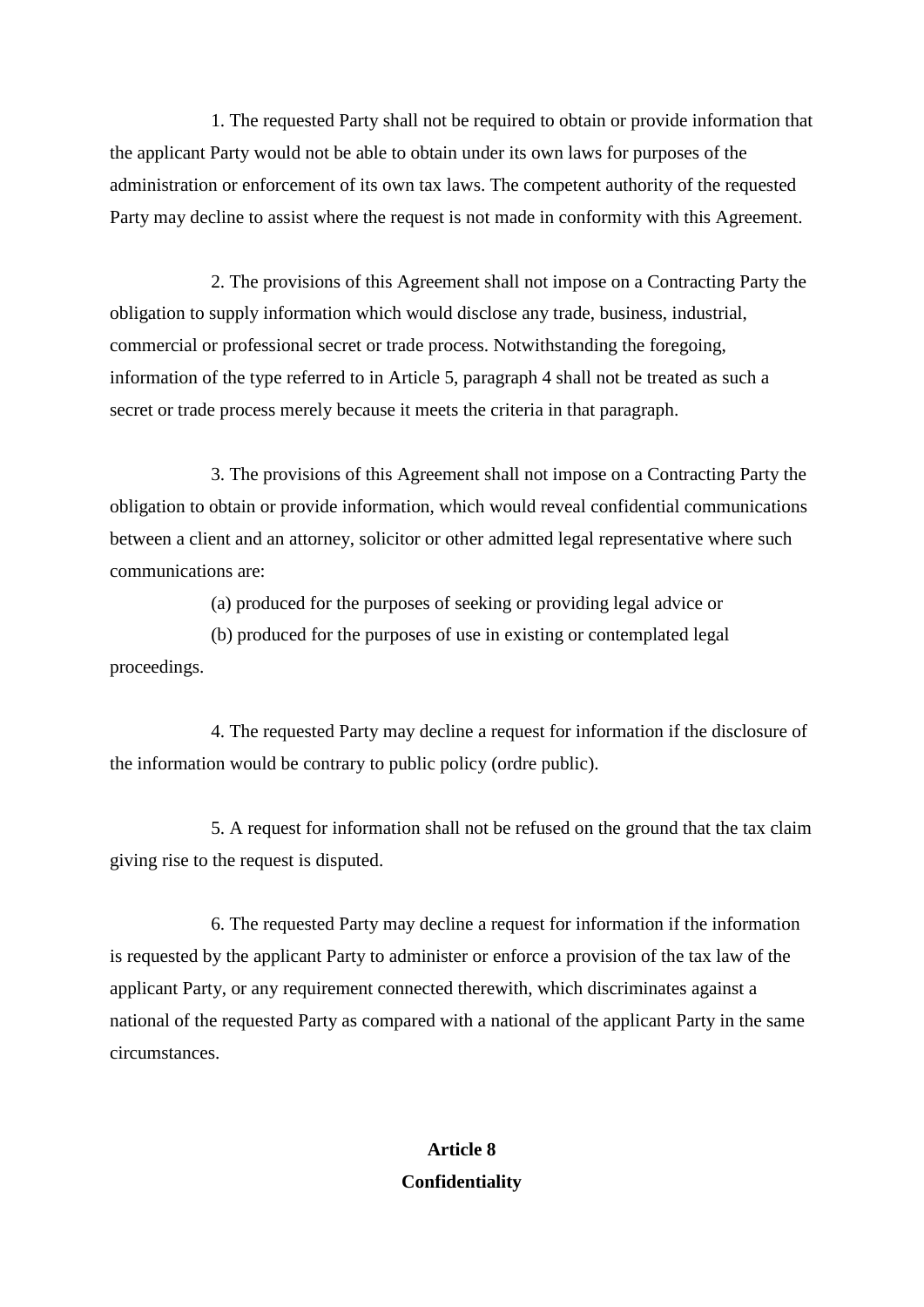1. The requested Party shall not be required to obtain or provide information that the applicant Party would not be able to obtain under its own laws for purposes of the administration or enforcement of its own tax laws. The competent authority of the requested Party may decline to assist where the request is not made in conformity with this Agreement.

2. The provisions of this Agreement shall not impose on a Contracting Party the obligation to supply information which would disclose any trade, business, industrial, commercial or professional secret or trade process. Notwithstanding the foregoing, information of the type referred to in Article 5, paragraph 4 shall not be treated as such a secret or trade process merely because it meets the criteria in that paragraph.

3. The provisions of this Agreement shall not impose on a Contracting Party the obligation to obtain or provide information, which would reveal confidential communications between a client and an attorney, solicitor or other admitted legal representative where such communications are:

(a) produced for the purposes of seeking or providing legal advice or

(b) produced for the purposes of use in existing or contemplated legal proceedings.

4. The requested Party may decline a request for information if the disclosure of the information would be contrary to public policy (ordre public).

5. A request for information shall not be refused on the ground that the tax claim giving rise to the request is disputed.

6. The requested Party may decline a request for information if the information is requested by the applicant Party to administer or enforce a provision of the tax law of the applicant Party, or any requirement connected therewith, which discriminates against a national of the requested Party as compared with a national of the applicant Party in the same circumstances.

## Article 8
## Confidentiality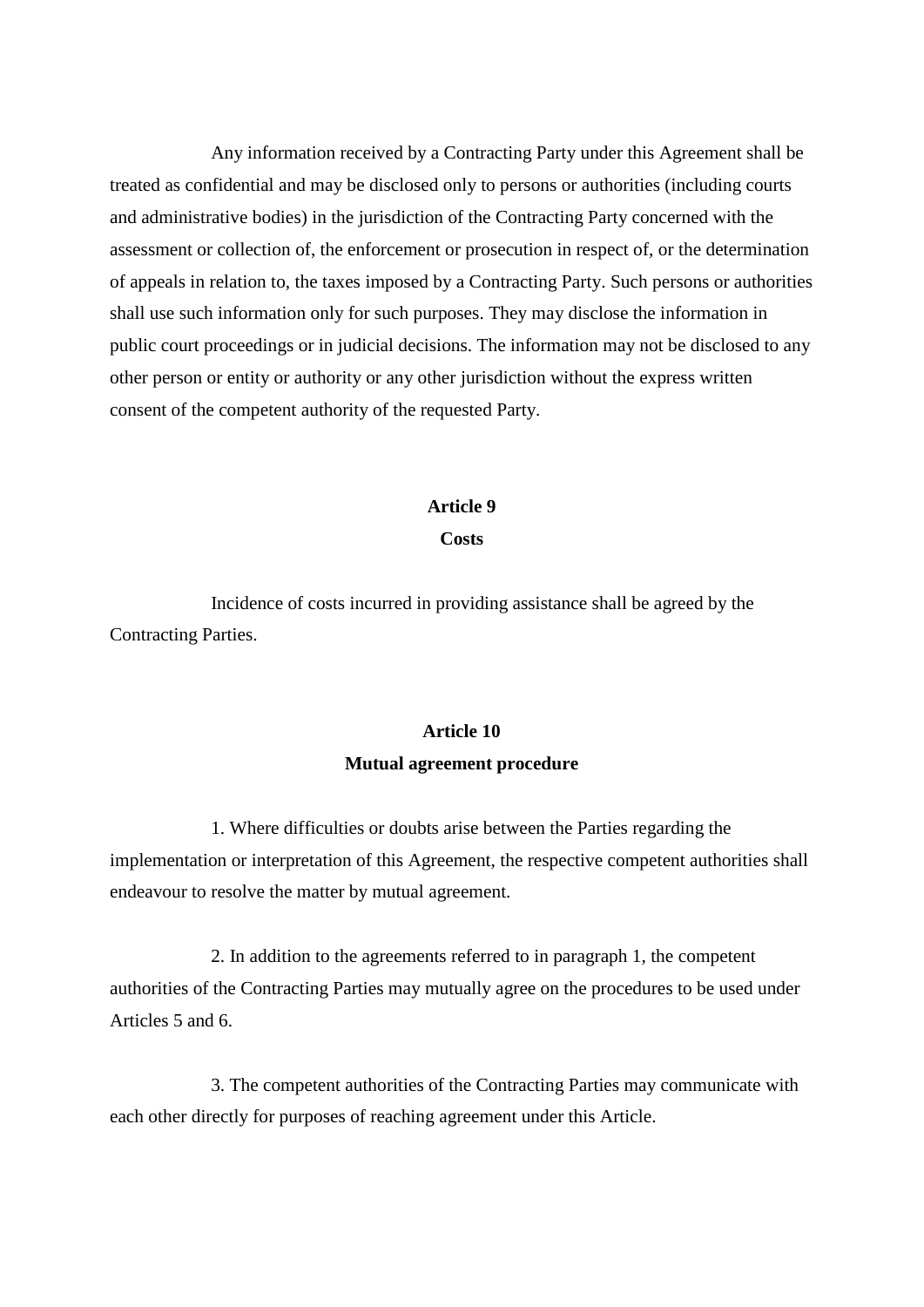Any information received by a Contracting Party under this Agreement shall be treated as confidential and may be disclosed only to persons or authorities (including courts and administrative bodies) in the jurisdiction of the Contracting Party concerned with the assessment or collection of, the enforcement or prosecution in respect of, or the determination of appeals in relation to, the taxes imposed by a Contracting Party. Such persons or authorities shall use such information only for such purposes. They may disclose the information in public court proceedings or in judicial decisions. The information may not be disclosed to any other person or entity or authority or any other jurisdiction without the express written consent of the competent authority of the requested Party.

## Article 9
## Costs

Incidence of costs incurred in providing assistance shall be agreed by the Contracting Parties.

## Article 10
## Mutual agreement procedure

1. Where difficulties or doubts arise between the Parties regarding the implementation or interpretation of this Agreement, the respective competent authorities shall endeavour to resolve the matter by mutual agreement.

2. In addition to the agreements referred to in paragraph 1, the competent authorities of the Contracting Parties may mutually agree on the procedures to be used under Articles 5 and 6.

3. The competent authorities of the Contracting Parties may communicate with each other directly for purposes of reaching agreement under this Article.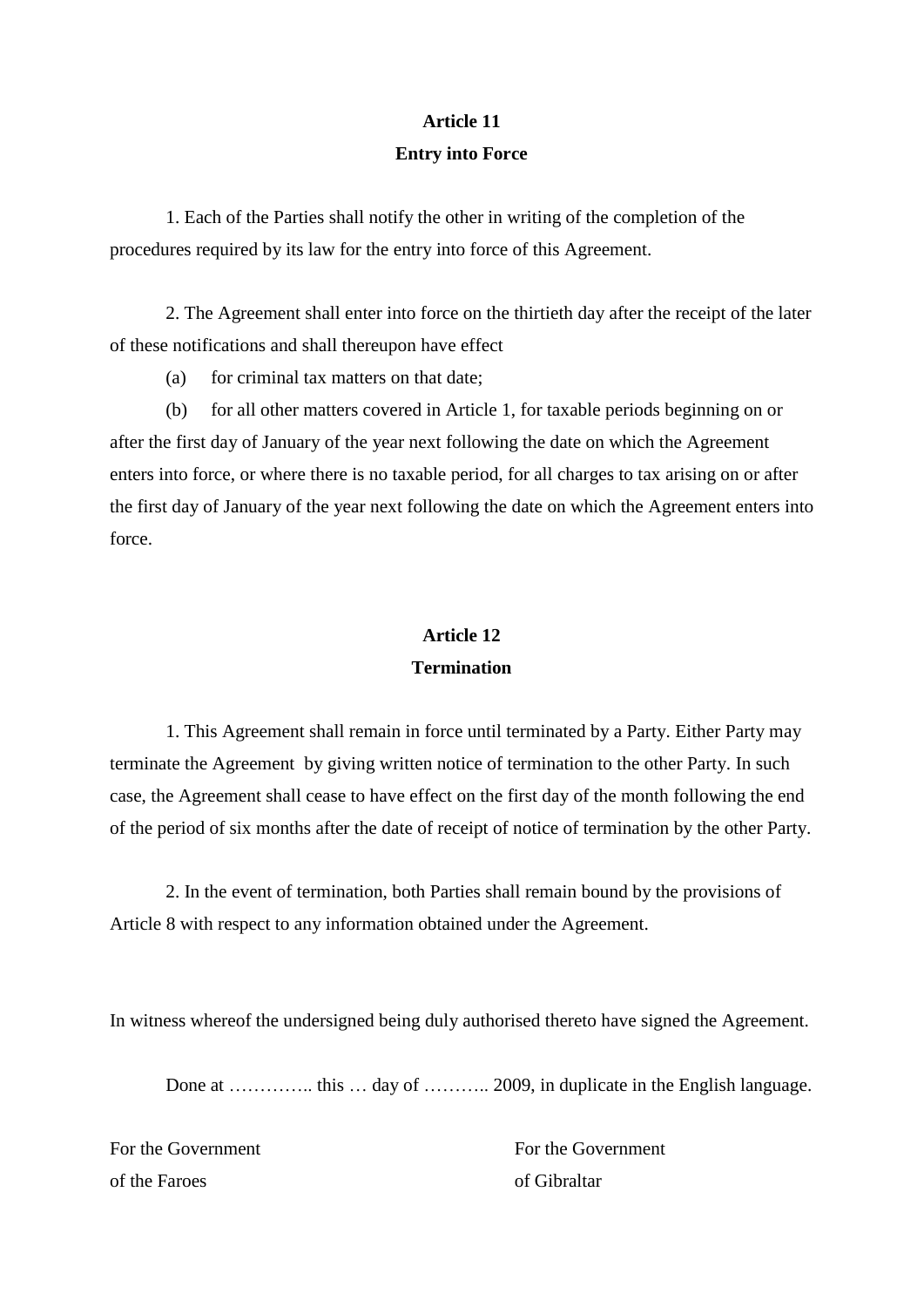**Article 11**

**Entry into Force**

1. Each of the Parties shall notify the other in writing of the completion of the procedures required by its law for the entry into force of this Agreement.

2. The Agreement shall enter into force on the thirtieth day after the receipt of the later of these notifications and shall thereupon have effect

(a) for criminal tax matters on that date;

(b) for all other matters covered in Article 1, for taxable periods beginning on or after the first day of January of the year next following the date on which the Agreement enters into force, or where there is no taxable period, for all charges to tax arising on or after the first day of January of the year next following the date on which the Agreement enters into force.

**Article 12**

**Termination**

1. This Agreement shall remain in force until terminated by a Party. Either Party may terminate the Agreement by giving written notice of termination to the other Party. In such case, the Agreement shall cease to have effect on the first day of the month following the end of the period of six months after the date of receipt of notice of termination by the other Party.

2. In the event of termination, both Parties shall remain bound by the provisions of Article 8 with respect to any information obtained under the Agreement.

In witness whereof the undersigned being duly authorised thereto have signed the Agreement.

Done at ………….. this … day of ……….. 2009, in duplicate in the English language.

For the Government of the Faroes

For the Government of Gibraltar